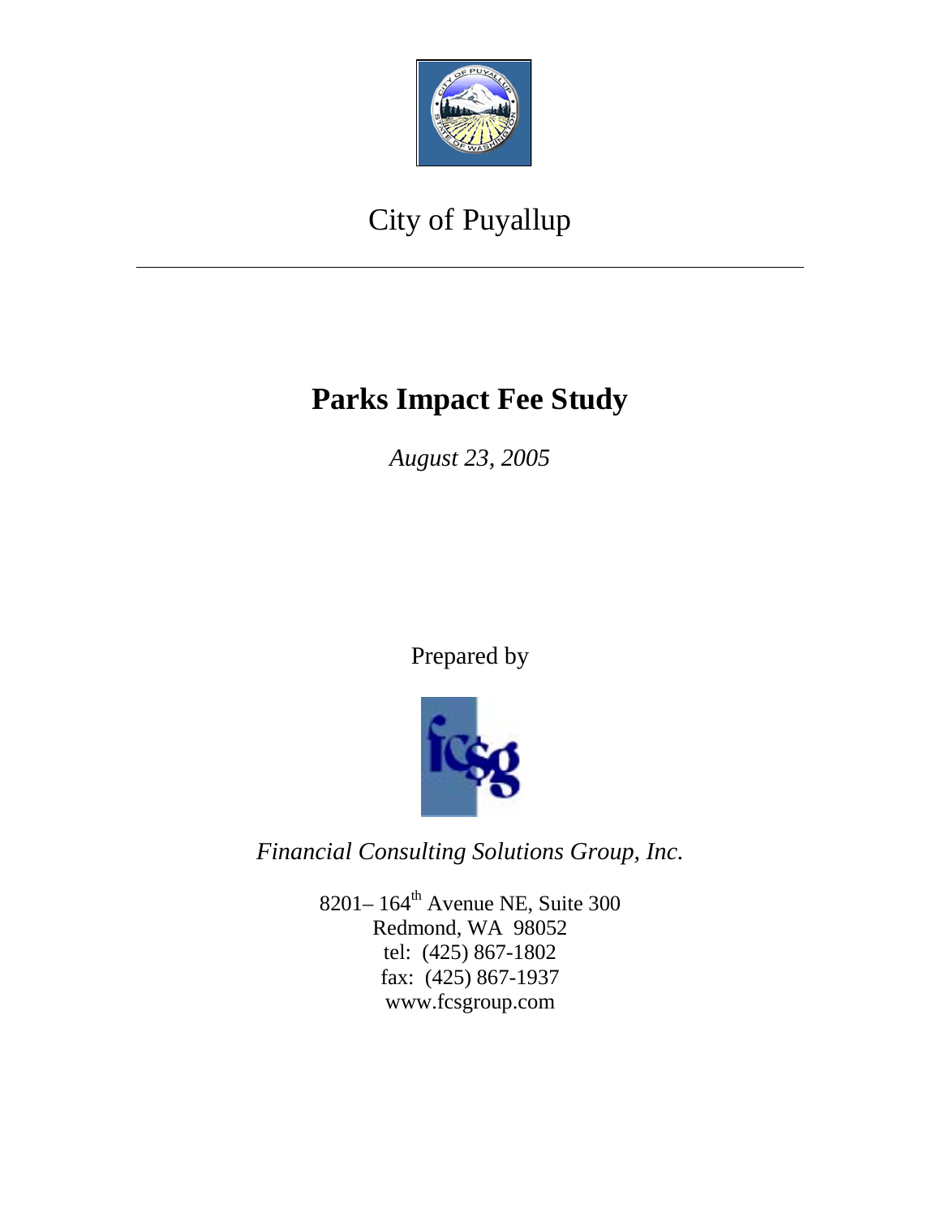City of Puyallup

# Parks Impact Fee Study

*August 23, 2005*

Prepared by

*Financial Consulting Solutions Group, Inc.*

8201– 164th Avenue NE, Suite 300
Redmond, WA 98052
tel: (425) 867-1802
fax: (425) 867-1937
www.fcsgroup.com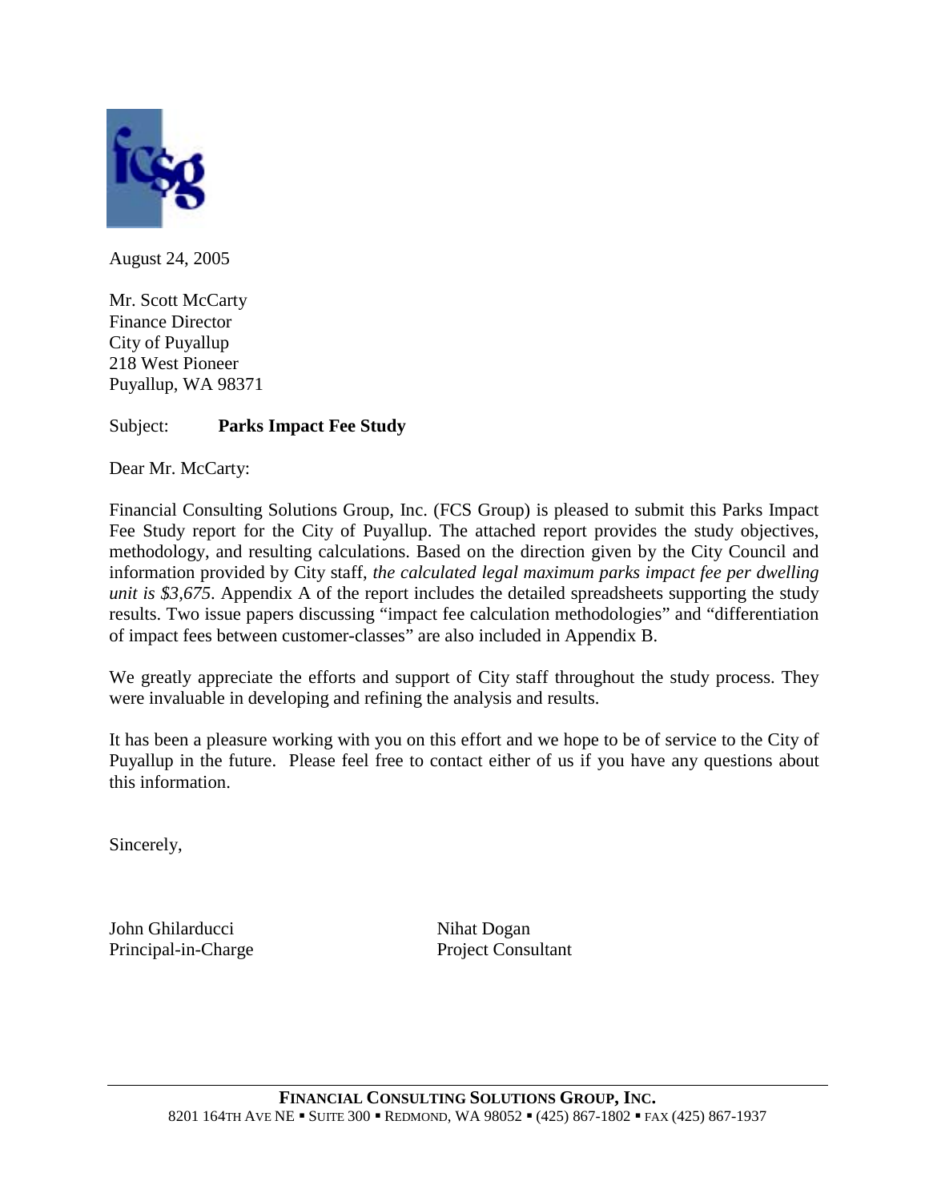August 24, 2005

Mr. Scott McCarty  
Finance Director  
City of Puyallup  
218 West Pioneer  
Puyallup, WA 98371

Subject: **Parks Impact Fee Study**

Dear Mr. McCarty:

Financial Consulting Solutions Group, Inc. (FCS Group) is pleased to submit this Parks Impact Fee Study report for the City of Puyallup. The attached report provides the study objectives, methodology, and resulting calculations. Based on the direction given by the City Council and information provided by City staff, *the calculated legal maximum parks impact fee per dwelling unit is $3,675*. Appendix A of the report includes the detailed spreadsheets supporting the study results. Two issue papers discussing "impact fee calculation methodologies" and "differentiation of impact fees between customer-classes" are also included in Appendix B.

We greatly appreciate the efforts and support of City staff throughout the study process. They were invaluable in developing and refining the analysis and results.

It has been a pleasure working with you on this effort and we hope to be of service to the City of Puyallup in the future. Please feel free to contact either of us if you have any questions about this information.

Sincerely,

John Ghilarducci  
Principal-in-Charge

Nihat Dogan  
Project Consultant

**FINANCIAL CONSULTING SOLUTIONS GROUP, INC.**  
8201 164TH AVE NE ▪ SUITE 300 ▪ REDMOND, WA 98052 ▪ (425) 867-1802 ▪ FAX (425) 867-1937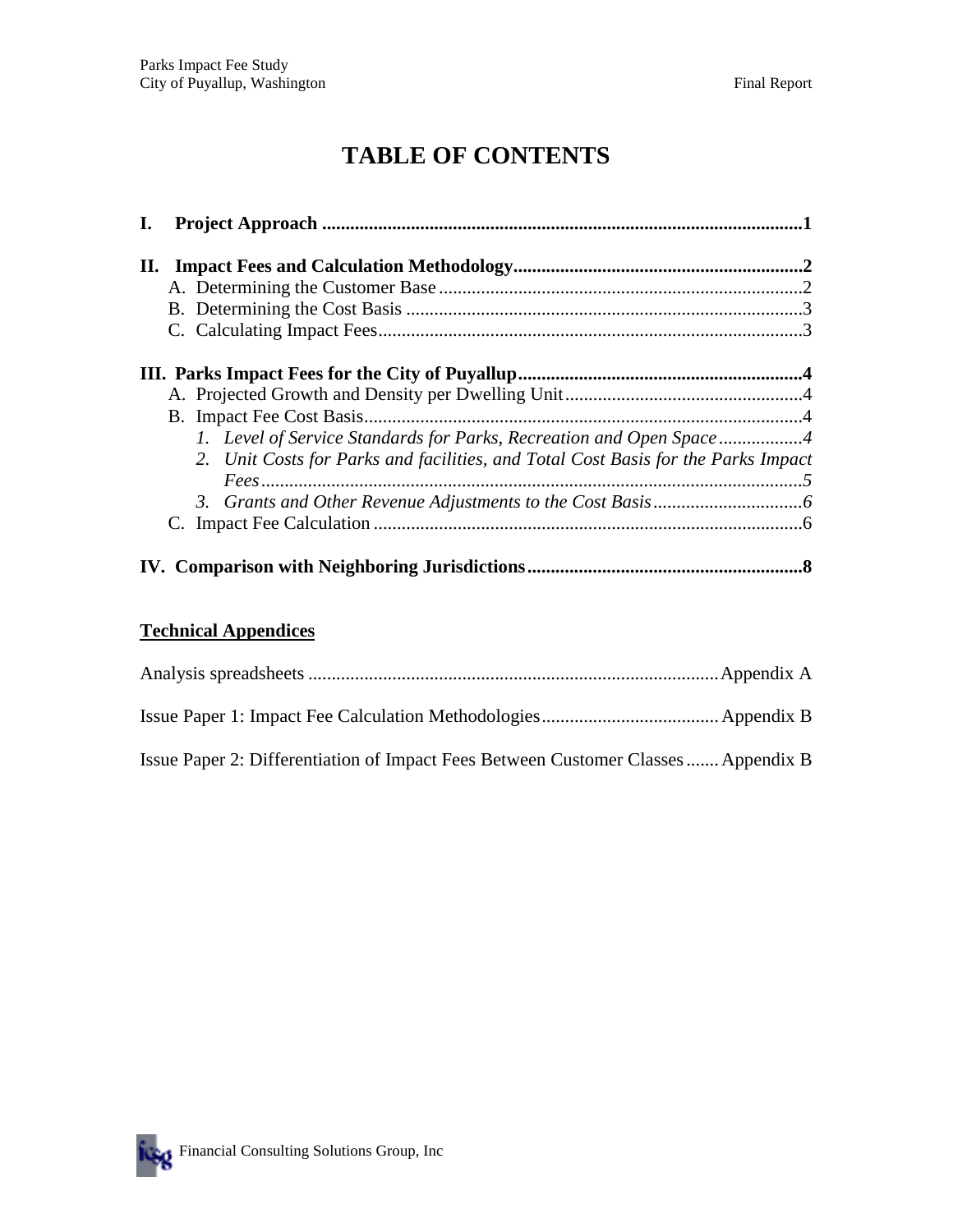# TABLE OF CONTENTS

**I. Project Approach** ........................................................................................................**1**

**II. Impact Fees and Calculation Methodology**..............................................................**2**

A. Determining the Customer Base ..............................................................................2

B. Determining the Cost Basis ......................................................................................3

C. Calculating Impact Fees............................................................................................3

**III. Parks Impact Fees for the City of Puyallup**..............................................................**4**

A. Projected Growth and Density per Dwelling Unit....................................................4

B. Impact Fee Cost Basis...............................................................................................4

*1. Level of Service Standards for Parks, Recreation and Open Space ...................4*

*2. Unit Costs for Parks and facilities, and Total Cost Basis for the Parks Impact Fees....................................................................................................................5*

*3. Grants and Other Revenue Adjustments to the Cost Basis.................................6*

C. Impact Fee Calculation .............................................................................................6

**IV. Comparison with Neighboring Jurisdictions**............................................................**8**

<u>**Technical Appendices**</u>

Analysis spreadsheets .........................................................................................Appendix A

Issue Paper 1: Impact Fee Calculation Methodologies...................................... Appendix B

Issue Paper 2: Differentiation of Impact Fees Between Customer Classes ....... Appendix B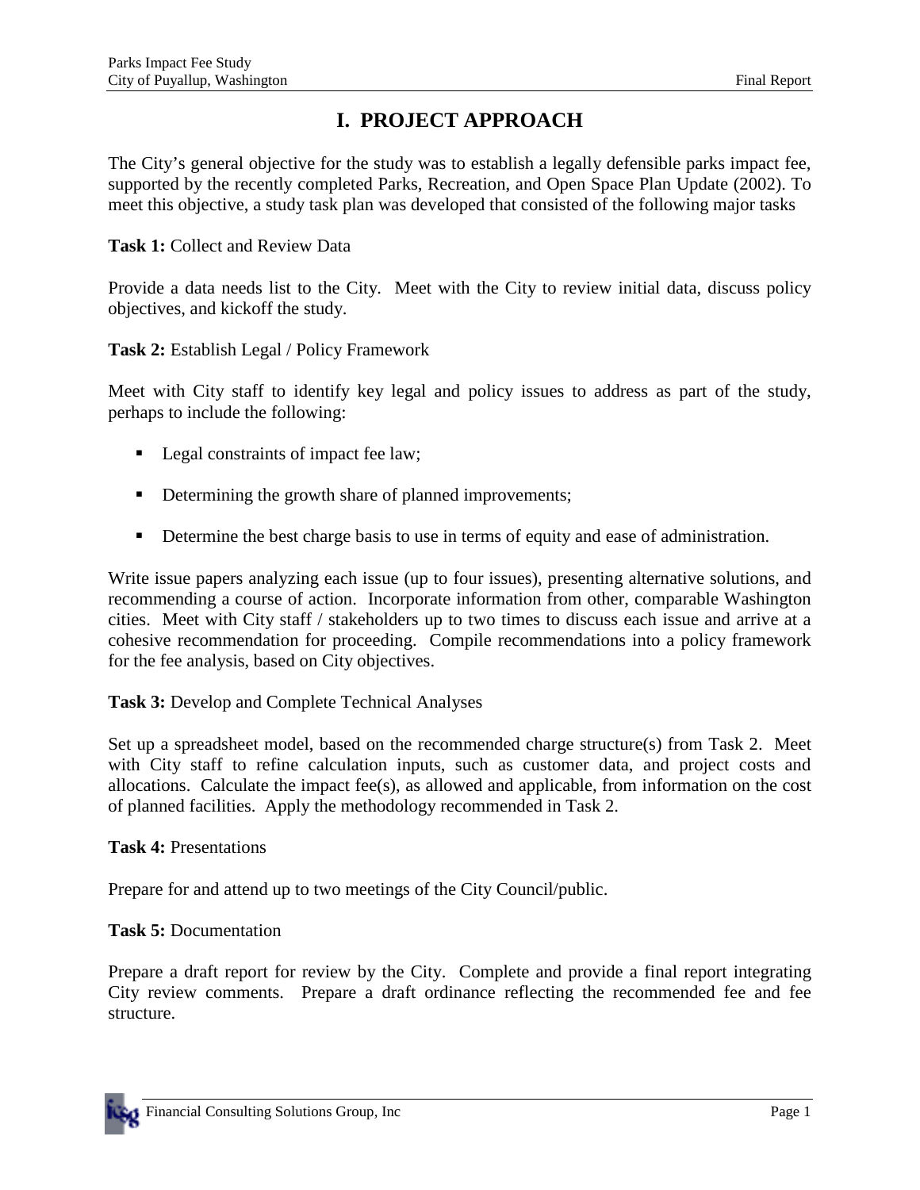# I. PROJECT APPROACH

The City's general objective for the study was to establish a legally defensible parks impact fee, supported by the recently completed Parks, Recreation, and Open Space Plan Update (2002). To meet this objective, a study task plan was developed that consisted of the following major tasks

**Task 1:** Collect and Review Data

Provide a data needs list to the City. Meet with the City to review initial data, discuss policy objectives, and kickoff the study.

**Task 2:** Establish Legal / Policy Framework

Meet with City staff to identify key legal and policy issues to address as part of the study, perhaps to include the following:

- Legal constraints of impact fee law;
- Determining the growth share of planned improvements;
- Determine the best charge basis to use in terms of equity and ease of administration.

Write issue papers analyzing each issue (up to four issues), presenting alternative solutions, and recommending a course of action. Incorporate information from other, comparable Washington cities. Meet with City staff / stakeholders up to two times to discuss each issue and arrive at a cohesive recommendation for proceeding. Compile recommendations into a policy framework for the fee analysis, based on City objectives.

**Task 3:** Develop and Complete Technical Analyses

Set up a spreadsheet model, based on the recommended charge structure(s) from Task 2. Meet with City staff to refine calculation inputs, such as customer data, and project costs and allocations. Calculate the impact fee(s), as allowed and applicable, from information on the cost of planned facilities. Apply the methodology recommended in Task 2.

**Task 4:** Presentations

Prepare for and attend up to two meetings of the City Council/public.

**Task 5:** Documentation

Prepare a draft report for review by the City. Complete and provide a final report integrating City review comments. Prepare a draft ordinance reflecting the recommended fee and fee structure.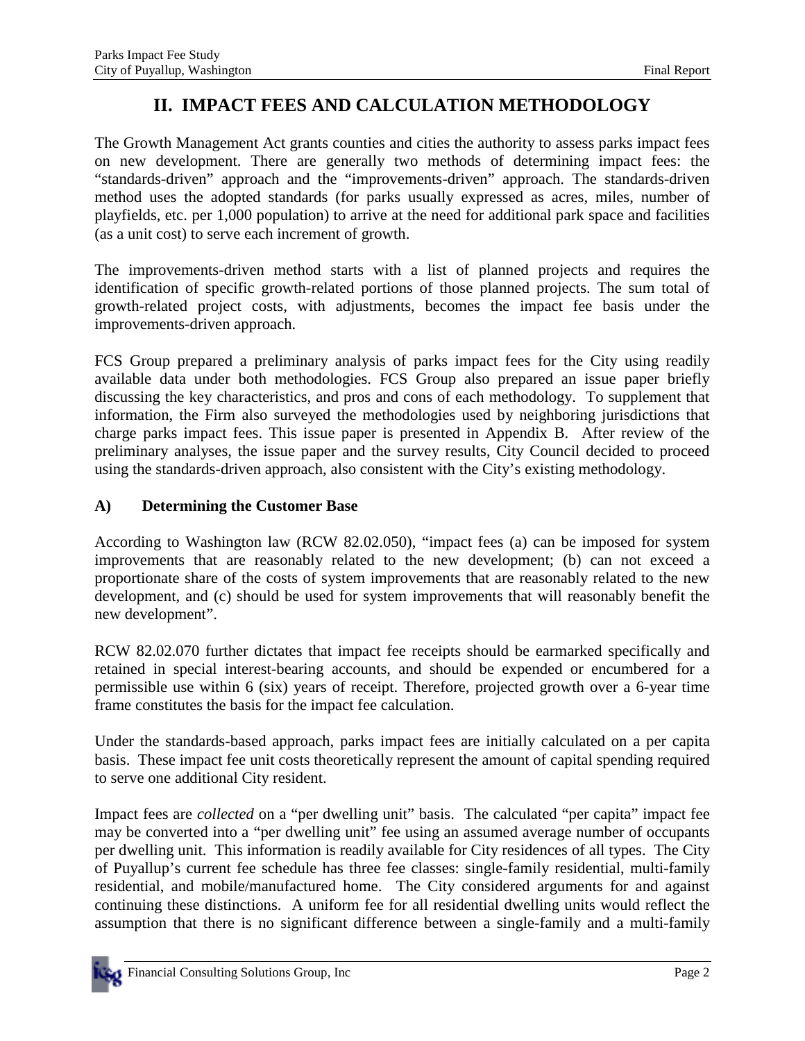# II. IMPACT FEES AND CALCULATION METHODOLOGY

The Growth Management Act grants counties and cities the authority to assess parks impact fees on new development. There are generally two methods of determining impact fees: the "standards-driven" approach and the "improvements-driven" approach. The standards-driven method uses the adopted standards (for parks usually expressed as acres, miles, number of playfields, etc. per 1,000 population) to arrive at the need for additional park space and facilities (as a unit cost) to serve each increment of growth.

The improvements-driven method starts with a list of planned projects and requires the identification of specific growth-related portions of those planned projects. The sum total of growth-related project costs, with adjustments, becomes the impact fee basis under the improvements-driven approach.

FCS Group prepared a preliminary analysis of parks impact fees for the City using readily available data under both methodologies. FCS Group also prepared an issue paper briefly discussing the key characteristics, and pros and cons of each methodology. To supplement that information, the Firm also surveyed the methodologies used by neighboring jurisdictions that charge parks impact fees. This issue paper is presented in Appendix B. After review of the preliminary analyses, the issue paper and the survey results, City Council decided to proceed using the standards-driven approach, also consistent with the City's existing methodology.

## A) Determining the Customer Base

According to Washington law (RCW 82.02.050), "impact fees (a) can be imposed for system improvements that are reasonably related to the new development; (b) can not exceed a proportionate share of the costs of system improvements that are reasonably related to the new development, and (c) should be used for system improvements that will reasonably benefit the new development".

RCW 82.02.070 further dictates that impact fee receipts should be earmarked specifically and retained in special interest-bearing accounts, and should be expended or encumbered for a permissible use within 6 (six) years of receipt. Therefore, projected growth over a 6-year time frame constitutes the basis for the impact fee calculation.

Under the standards-based approach, parks impact fees are initially calculated on a per capita basis. These impact fee unit costs theoretically represent the amount of capital spending required to serve one additional City resident.

Impact fees are *collected* on a "per dwelling unit" basis. The calculated "per capita" impact fee may be converted into a "per dwelling unit" fee using an assumed average number of occupants per dwelling unit. This information is readily available for City residences of all types. The City of Puyallup's current fee schedule has three fee classes: single-family residential, multi-family residential, and mobile/manufactured home. The City considered arguments for and against continuing these distinctions. A uniform fee for all residential dwelling units would reflect the assumption that there is no significant difference between a single-family and a multi-family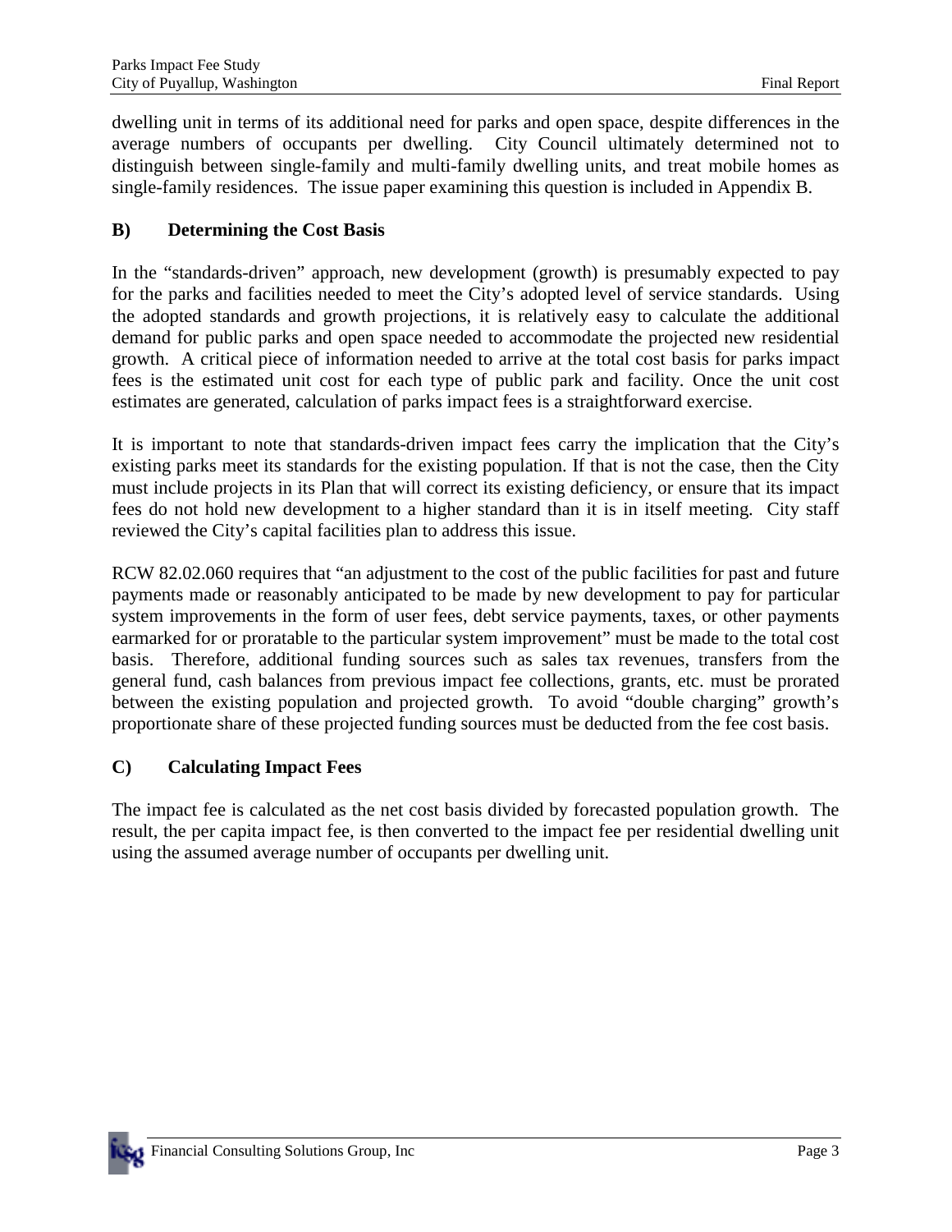dwelling unit in terms of its additional need for parks and open space, despite differences in the average numbers of occupants per dwelling. City Council ultimately determined not to distinguish between single-family and multi-family dwelling units, and treat mobile homes as single-family residences. The issue paper examining this question is included in Appendix B.

### B) Determining the Cost Basis

In the "standards-driven" approach, new development (growth) is presumably expected to pay for the parks and facilities needed to meet the City's adopted level of service standards. Using the adopted standards and growth projections, it is relatively easy to calculate the additional demand for public parks and open space needed to accommodate the projected new residential growth. A critical piece of information needed to arrive at the total cost basis for parks impact fees is the estimated unit cost for each type of public park and facility. Once the unit cost estimates are generated, calculation of parks impact fees is a straightforward exercise.

It is important to note that standards-driven impact fees carry the implication that the City's existing parks meet its standards for the existing population. If that is not the case, then the City must include projects in its Plan that will correct its existing deficiency, or ensure that its impact fees do not hold new development to a higher standard than it is in itself meeting. City staff reviewed the City's capital facilities plan to address this issue.

RCW 82.02.060 requires that "an adjustment to the cost of the public facilities for past and future payments made or reasonably anticipated to be made by new development to pay for particular system improvements in the form of user fees, debt service payments, taxes, or other payments earmarked for or proratable to the particular system improvement" must be made to the total cost basis. Therefore, additional funding sources such as sales tax revenues, transfers from the general fund, cash balances from previous impact fee collections, grants, etc. must be prorated between the existing population and projected growth. To avoid "double charging" growth's proportionate share of these projected funding sources must be deducted from the fee cost basis.

### C) Calculating Impact Fees

The impact fee is calculated as the net cost basis divided by forecasted population growth. The result, the per capita impact fee, is then converted to the impact fee per residential dwelling unit using the assumed average number of occupants per dwelling unit.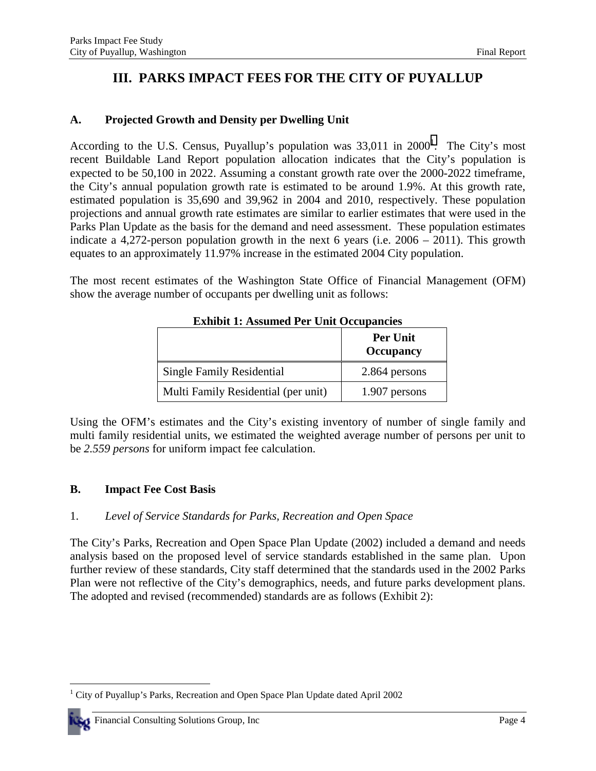# III. PARKS IMPACT FEES FOR THE CITY OF PUYALLUP

## A. Projected Growth and Density per Dwelling Unit

According to the U.S. Census, Puyallup's population was 33,011 in 2000[1]. The City's most recent Buildable Land Report population allocation indicates that the City's population is expected to be 50,100 in 2022. Assuming a constant growth rate over the 2000-2022 timeframe, the City's annual population growth rate is estimated to be around 1.9%. At this growth rate, estimated population is 35,690 and 39,962 in 2004 and 2010, respectively. These population projections and annual growth rate estimates are similar to earlier estimates that were used in the Parks Plan Update as the basis for the demand and need assessment. These population estimates indicate a 4,272-person population growth in the next 6 years (i.e. 2006 – 2011). This growth equates to an approximately 11.97% increase in the estimated 2004 City population.

The most recent estimates of the Washington State Office of Financial Management (OFM) show the average number of occupants per dwelling unit as follows:

**Exhibit 1: Assumed Per Unit Occupancies**

| | Per Unit Occupancy |
|---|---|
| Single Family Residential | 2.864 persons |
| Multi Family Residential (per unit) | 1.907 persons |

Using the OFM's estimates and the City's existing inventory of number of single family and multi family residential units, we estimated the weighted average number of persons per unit to be *2.559 persons* for uniform impact fee calculation.

## B. Impact Fee Cost Basis

### 1. *Level of Service Standards for Parks, Recreation and Open Space*

The City's Parks, Recreation and Open Space Plan Update (2002) included a demand and needs analysis based on the proposed level of service standards established in the same plan. Upon further review of these standards, City staff determined that the standards used in the 2002 Parks Plan were not reflective of the City's demographics, needs, and future parks development plans. The adopted and revised (recommended) standards are as follows (Exhibit 2):

---

[1] City of Puyallup's Parks, Recreation and Open Space Plan Update dated April 2002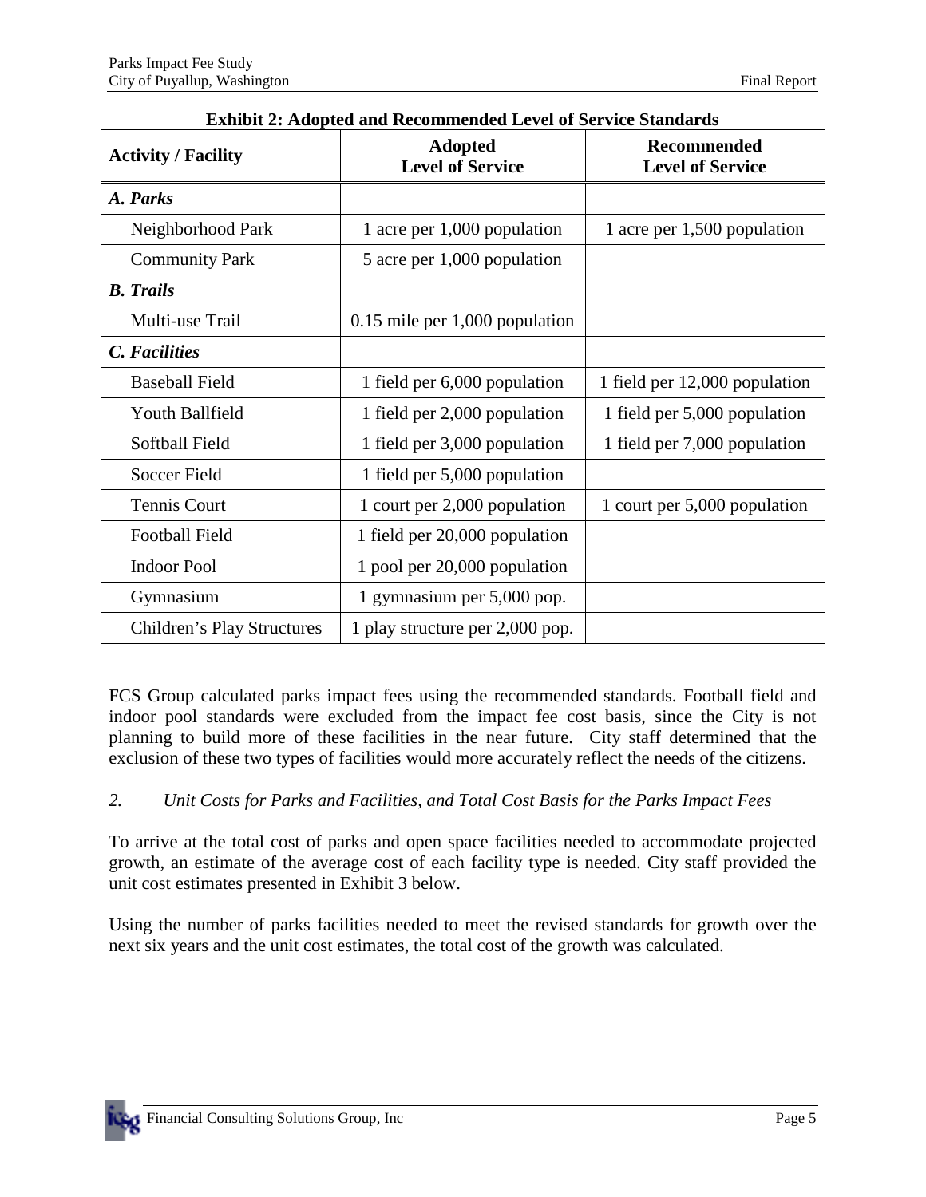**Exhibit 2: Adopted and Recommended Level of Service Standards**

| Activity / Facility | Adopted Level of Service | Recommended Level of Service |
|---|---|---|
| ***A. Parks*** | | |
| Neighborhood Park | 1 acre per 1,000 population | 1 acre per 1,500 population |
| Community Park | 5 acre per 1,000 population | |
| ***B. Trails*** | | |
| Multi-use Trail | 0.15 mile per 1,000 population | |
| ***C. Facilities*** | | |
| Baseball Field | 1 field per 6,000 population | 1 field per 12,000 population |
| Youth Ballfield | 1 field per 2,000 population | 1 field per 5,000 population |
| Softball Field | 1 field per 3,000 population | 1 field per 7,000 population |
| Soccer Field | 1 field per 5,000 population | |
| Tennis Court | 1 court per 2,000 population | 1 court per 5,000 population |
| Football Field | 1 field per 20,000 population | |
| Indoor Pool | 1 pool per 20,000 population | |
| Gymnasium | 1 gymnasium per 5,000 pop. | |
| Children's Play Structures | 1 play structure per 2,000 pop. | |

FCS Group calculated parks impact fees using the recommended standards. Football field and indoor pool standards were excluded from the impact fee cost basis, since the City is not planning to build more of these facilities in the near future. City staff determined that the exclusion of these two types of facilities would more accurately reflect the needs of the citizens.

### *2. Unit Costs for Parks and Facilities, and Total Cost Basis for the Parks Impact Fees*

To arrive at the total cost of parks and open space facilities needed to accommodate projected growth, an estimate of the average cost of each facility type is needed. City staff provided the unit cost estimates presented in Exhibit 3 below.

Using the number of parks facilities needed to meet the revised standards for growth over the next six years and the unit cost estimates, the total cost of the growth was calculated.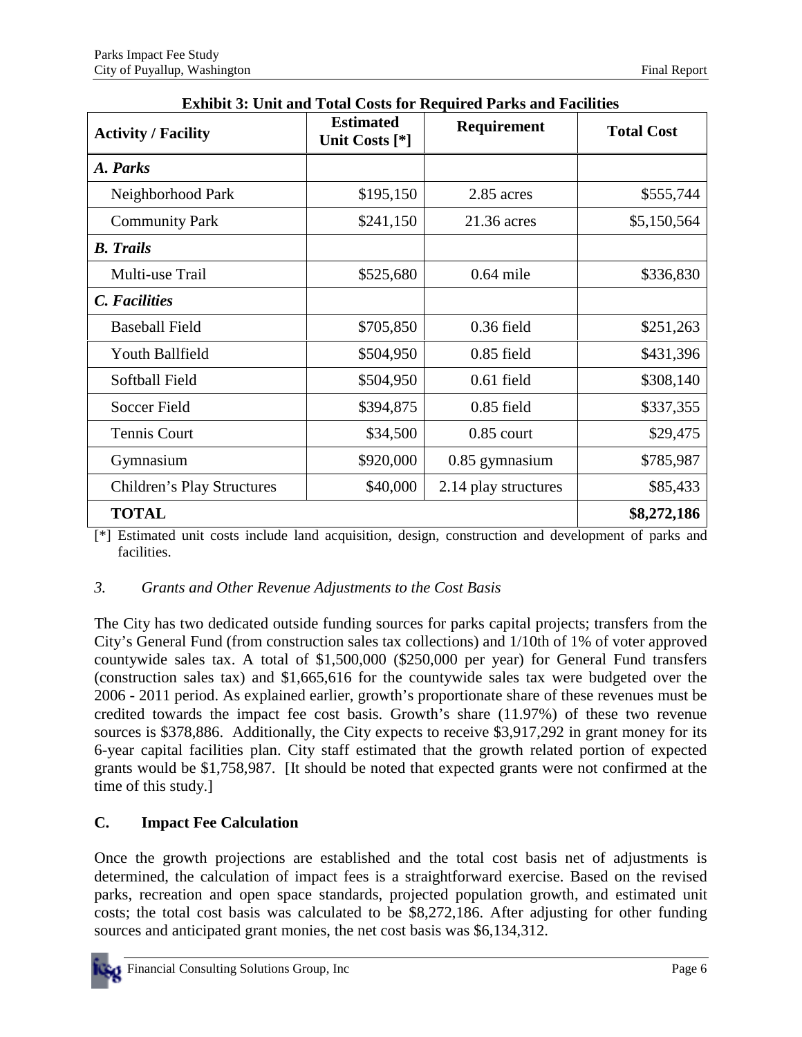**Exhibit 3: Unit and Total Costs for Required Parks and Facilities**

| Activity / Facility | Estimated Unit Costs [*] | Requirement | Total Cost |
|---|---|---|---|
| ***A. Parks*** | | | |
| Neighborhood Park | $195,150 | 2.85 acres | $555,744 |
| Community Park | $241,150 | 21.36 acres | $5,150,564 |
| ***B. Trails*** | | | |
| Multi-use Trail | $525,680 | 0.64 mile | $336,830 |
| ***C. Facilities*** | | | |
| Baseball Field | $705,850 | 0.36 field | $251,263 |
| Youth Ballfield | $504,950 | 0.85 field | $431,396 |
| Softball Field | $504,950 | 0.61 field | $308,140 |
| Soccer Field | $394,875 | 0.85 field | $337,355 |
| Tennis Court | $34,500 | 0.85 court | $29,475 |
| Gymnasium | $920,000 | 0.85 gymnasium | $785,987 |
| Children's Play Structures | $40,000 | 2.14 play structures | $85,433 |
| **TOTAL** | | | **$8,272,186** |

[*] Estimated unit costs include land acquisition, design, construction and development of parks and facilities.

*3. Grants and Other Revenue Adjustments to the Cost Basis*

The City has two dedicated outside funding sources for parks capital projects; transfers from the City's General Fund (from construction sales tax collections) and 1/10th of 1% of voter approved countywide sales tax. A total of $1,500,000 ($250,000 per year) for General Fund transfers (construction sales tax) and $1,665,616 for the countywide sales tax were budgeted over the 2006 - 2011 period. As explained earlier, growth's proportionate share of these revenues must be credited towards the impact fee cost basis. Growth's share (11.97%) of these two revenue sources is $378,886. Additionally, the City expects to receive $3,917,292 in grant money for its 6-year capital facilities plan. City staff estimated that the growth related portion of expected grants would be $1,758,987. [It should be noted that expected grants were not confirmed at the time of this study.]

## C. Impact Fee Calculation

Once the growth projections are established and the total cost basis net of adjustments is determined, the calculation of impact fees is a straightforward exercise. Based on the revised parks, recreation and open space standards, projected population growth, and estimated unit costs; the total cost basis was calculated to be $8,272,186. After adjusting for other funding sources and anticipated grant monies, the net cost basis was $6,134,312.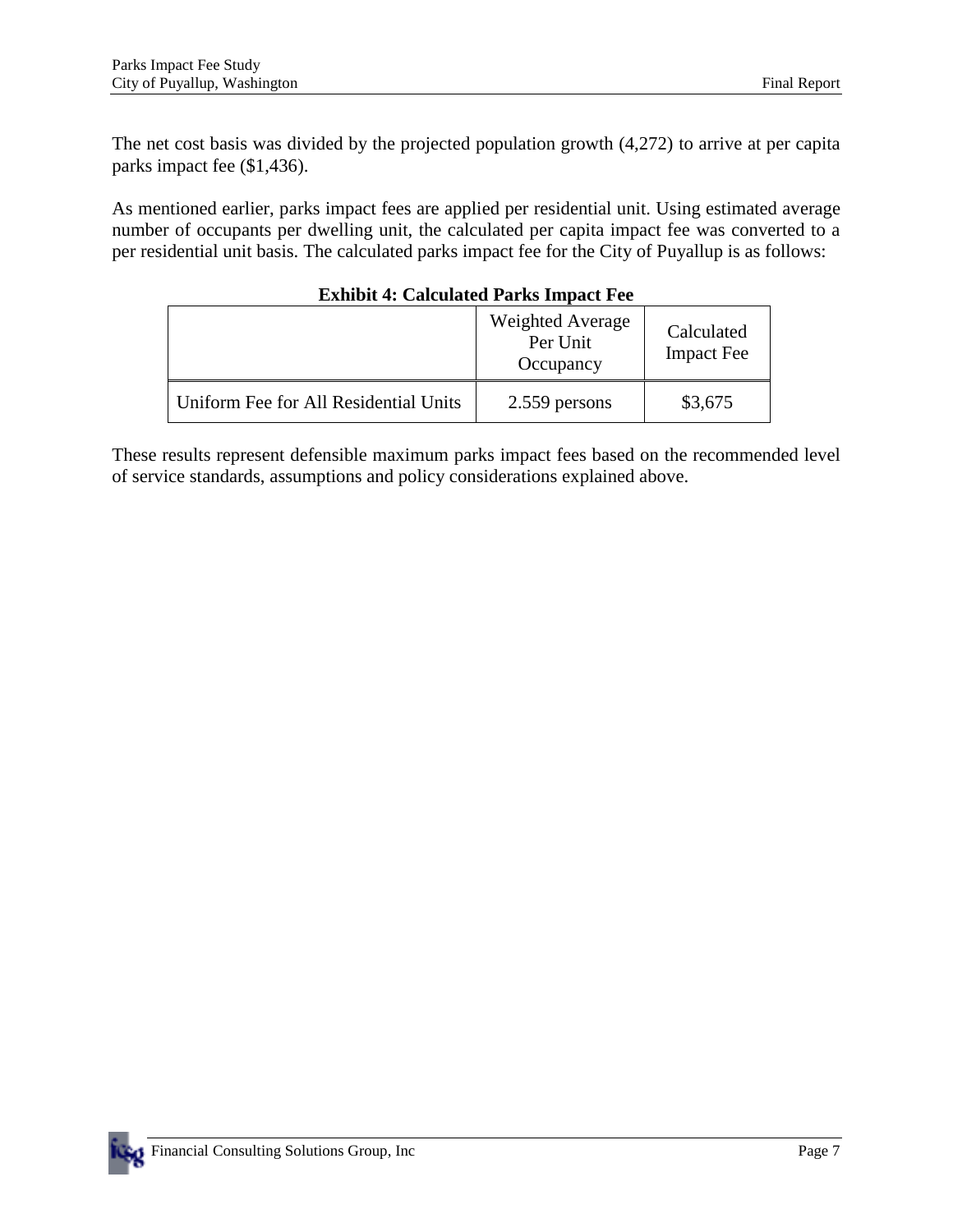The net cost basis was divided by the projected population growth (4,272) to arrive at per capita parks impact fee ($1,436).

As mentioned earlier, parks impact fees are applied per residential unit. Using estimated average number of occupants per dwelling unit, the calculated per capita impact fee was converted to a per residential unit basis. The calculated parks impact fee for the City of Puyallup is as follows:

**Exhibit 4: Calculated Parks Impact Fee**

| | Weighted Average Per Unit Occupancy | Calculated Impact Fee |
|---|---|---|
| Uniform Fee for All Residential Units | 2.559 persons | $3,675 |

These results represent defensible maximum parks impact fees based on the recommended level of service standards, assumptions and policy considerations explained above.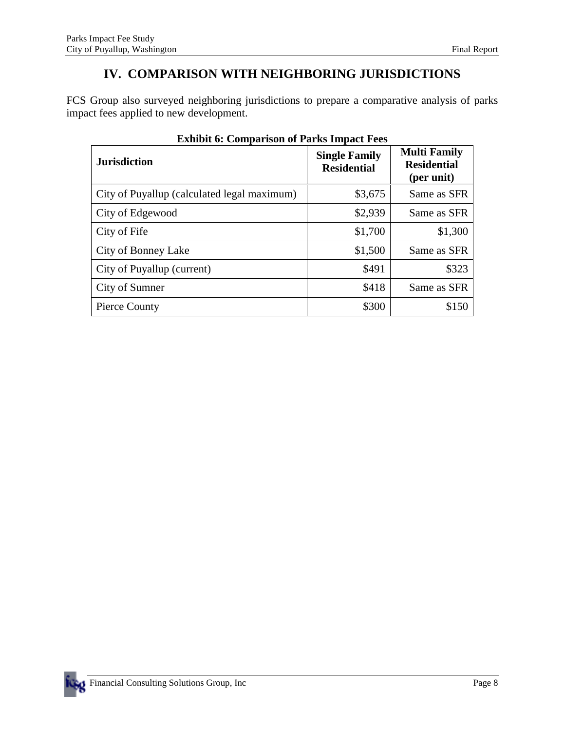# IV. COMPARISON WITH NEIGHBORING JURISDICTIONS

FCS Group also surveyed neighboring jurisdictions to prepare a comparative analysis of parks impact fees applied to new development.

**Exhibit 6: Comparison of Parks Impact Fees**

| Jurisdiction | Single Family Residential | Multi Family Residential (per unit) |
|---|---:|---:|
| City of Puyallup (calculated legal maximum) | $3,675 | Same as SFR |
| City of Edgewood | $2,939 | Same as SFR |
| City of Fife | $1,700 | $1,300 |
| City of Bonney Lake | $1,500 | Same as SFR |
| City of Puyallup (current) | $491 | $323 |
| City of Sumner | $418 | Same as SFR |
| Pierce County | $300 | $150 |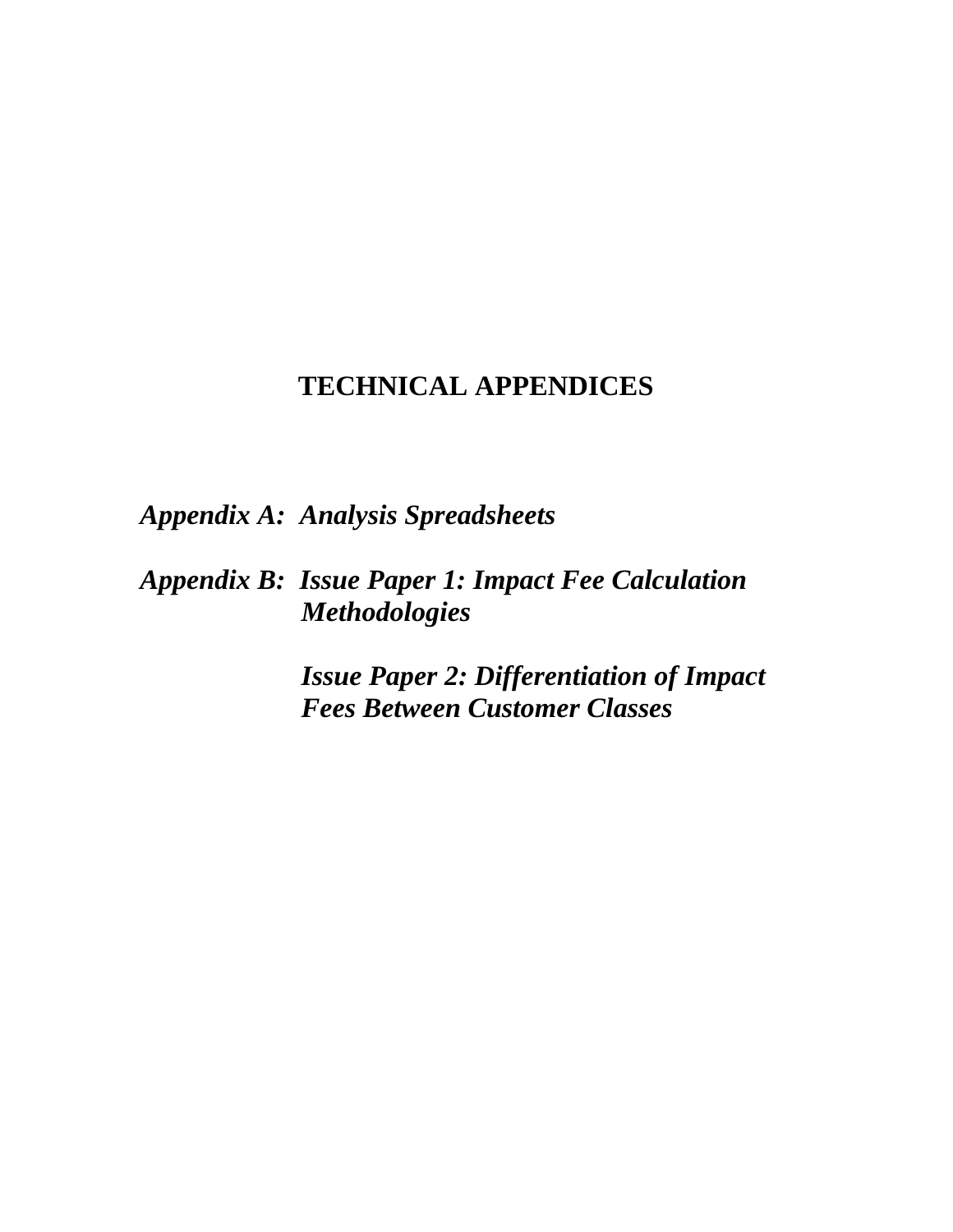# TECHNICAL APPENDICES

***Appendix A:*** ***Analysis Spreadsheets***

***Appendix B:*** ***Issue Paper 1: Impact Fee Calculation Methodologies***

***Issue Paper 2: Differentiation of Impact Fees Between Customer Classes***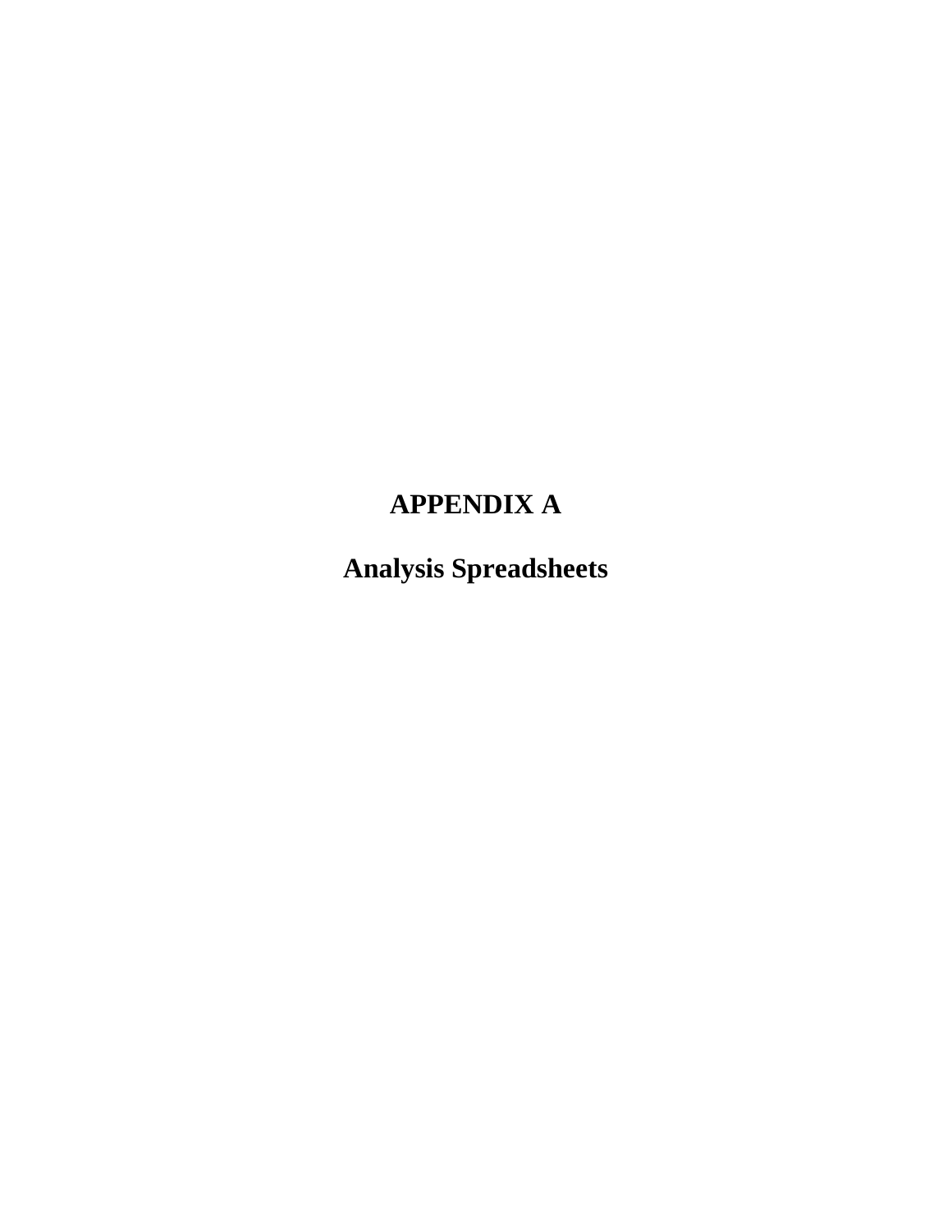# APPENDIX A

## Analysis Spreadsheets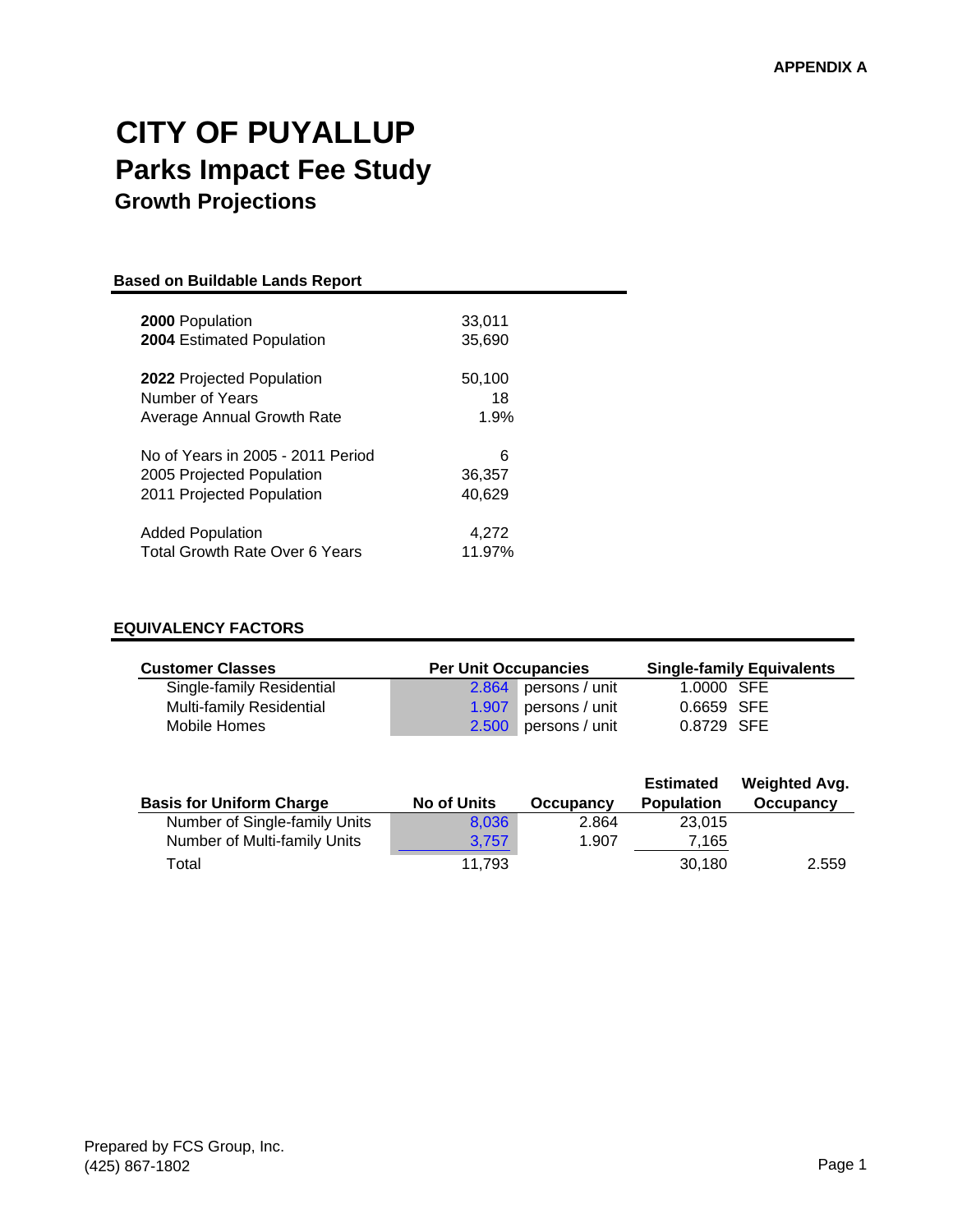APPENDIX A

# CITY OF PUYALLUP

## Parks Impact Fee Study

### Growth Projections

**Based on Buildable Lands Report**

| | |
|---|---|
| **2000** Population | 33,011 |
| **2004** Estimated Population | 35,690 |
| | |
| **2022** Projected Population | 50,100 |
| Number of Years | 18 |
| Average Annual Growth Rate | 1.9% |
| | |
| No of Years in 2005 - 2011 Period | 6 |
| 2005 Projected Population | 36,357 |
| 2011 Projected Population | 40,629 |
| | |
| Added Population | 4,272 |
| Total Growth Rate Over 6 Years | 11.97% |

**EQUIVALENCY FACTORS**

| Customer Classes | Per Unit Occupancies | | Single-family Equivalents |
|---|---|---|---|
| Single-family Residential | 2.864 | persons / unit | 1.0000 SFE |
| Multi-family Residential | 1.907 | persons / unit | 0.6659 SFE |
| Mobile Homes | 2.500 | persons / unit | 0.8729 SFE |

| Basis for Uniform Charge | No of Units | Occupancy | Estimated Population | Weighted Avg. Occupancy |
|---|---|---|---|---|
| Number of Single-family Units | 8,036 | 2.864 | 23,015 | |
| Number of Multi-family Units | 3,757 | 1.907 | 7,165 | |
| Total | 11,793 | | 30,180 | 2.559 |

Prepared by FCS Group, Inc.
(425) 867-1802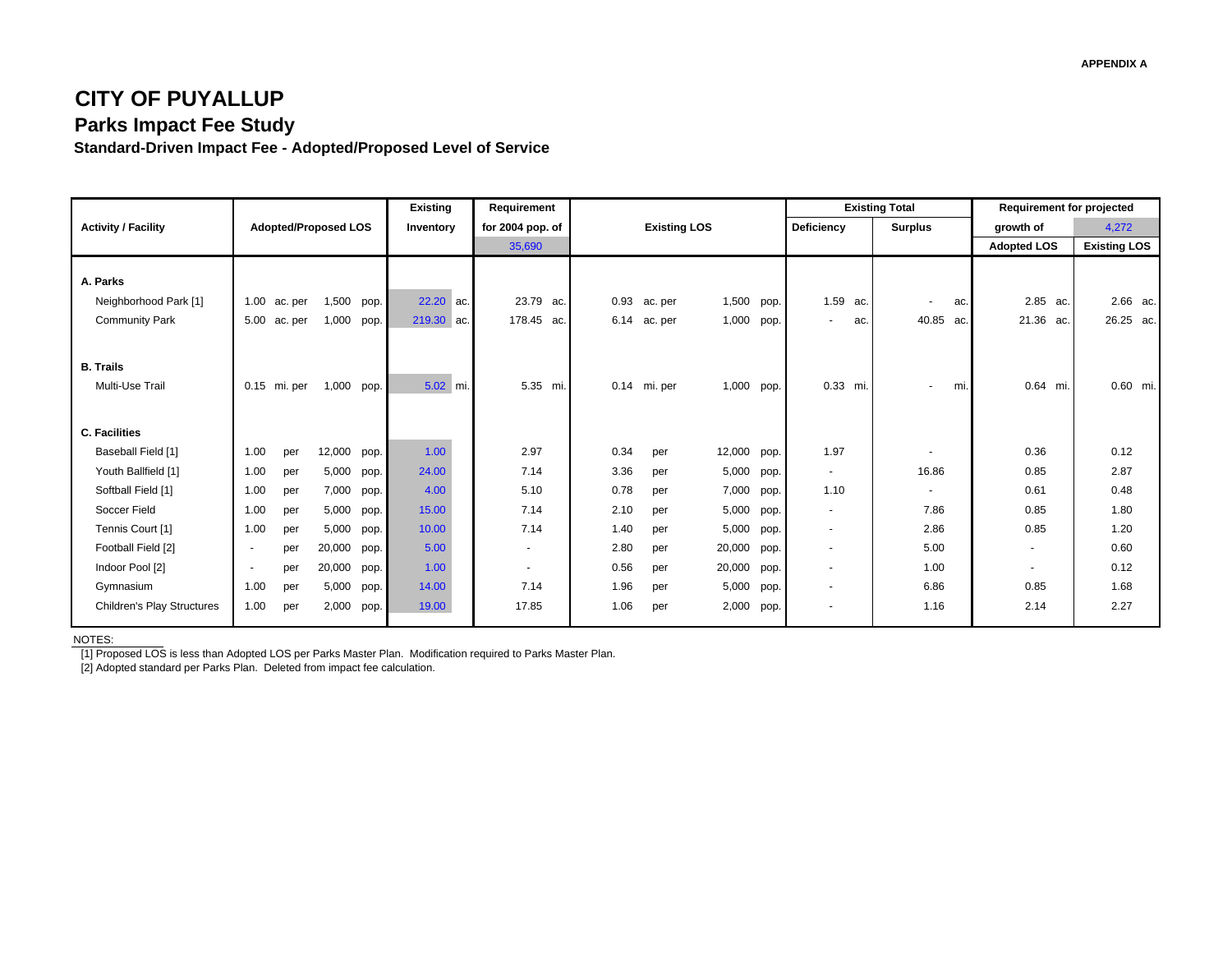APPENDIX A

# CITY OF PUYALLUP

## Parks Impact Fee Study

### Standard-Driven Impact Fee - Adopted/Proposed Level of Service

| Activity / Facility | Adopted/Proposed LOS | Existing Inventory | Requirement for 2004 pop. of 35,690 | Existing LOS | Existing Total Deficiency | Existing Total Surplus | Requirement for projected growth of 4,272 Adopted LOS | Requirement for projected growth of 4,272 Existing LOS |
|---|---|---|---|---|---|---|---|---|
| **A. Parks** | | | | | | | | |
| Neighborhood Park [1] | 1.00 ac. per 1,500 pop. | 22.20 ac. | 23.79 ac. | 0.93 ac. per 1,500 pop. | 1.59 ac. | - ac. | 2.85 ac. | 2.66 ac. |
| Community Park | 5.00 ac. per 1,000 pop. | 219.30 ac. | 178.45 ac. | 6.14 ac. per 1,000 pop. | - ac. | 40.85 ac. | 21.36 ac. | 26.25 ac. |
| **B. Trails** | | | | | | | | |
| Multi-Use Trail | 0.15 mi. per 1,000 pop. | 5.02 mi. | 5.35 mi. | 0.14 mi. per 1,000 pop. | 0.33 mi. | - mi. | 0.64 mi. | 0.60 mi. |
| **C. Facilities** | | | | | | | | |
| Baseball Field [1] | 1.00 per 12,000 pop. | 1.00 | 2.97 | 0.34 per 12,000 pop. | 1.97 | - | 0.36 | 0.12 |
| Youth Ballfield [1] | 1.00 per 5,000 pop. | 24.00 | 7.14 | 3.36 per 5,000 pop. | - | 16.86 | 0.85 | 2.87 |
| Softball Field [1] | 1.00 per 7,000 pop. | 4.00 | 5.10 | 0.78 per 7,000 pop. | 1.10 | - | 0.61 | 0.48 |
| Soccer Field | 1.00 per 5,000 pop. | 15.00 | 7.14 | 2.10 per 5,000 pop. | - | 7.86 | 0.85 | 1.80 |
| Tennis Court [1] | 1.00 per 5,000 pop. | 10.00 | 7.14 | 1.40 per 5,000 pop. | - | 2.86 | 0.85 | 1.20 |
| Football Field [2] | - per 20,000 pop. | 5.00 | - | 2.80 per 20,000 pop. | - | 5.00 | - | 0.60 |
| Indoor Pool [2] | - per 20,000 pop. | 1.00 | - | 0.56 per 20,000 pop. | - | 1.00 | - | 0.12 |
| Gymnasium | 1.00 per 5,000 pop. | 14.00 | 7.14 | 1.96 per 5,000 pop. | - | 6.86 | 0.85 | 1.68 |
| Children's Play Structures | 1.00 per 2,000 pop. | 19.00 | 17.85 | 1.06 per 2,000 pop. | - | 1.16 | 2.14 | 2.27 |

NOTES:

[1] Proposed LOS is less than Adopted LOS per Parks Master Plan. Modification required to Parks Master Plan.

[2] Adopted standard per Parks Plan. Deleted from impact fee calculation.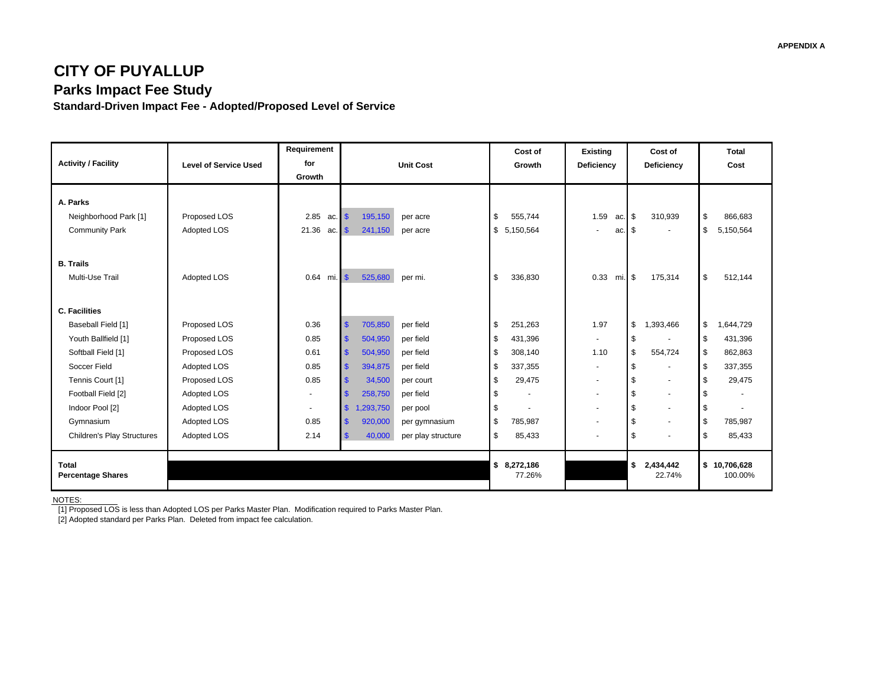APPENDIX A

# CITY OF PUYALLUP

## Parks Impact Fee Study

### Standard-Driven Impact Fee - Adopted/Proposed Level of Service

| Activity / Facility | Level of Service Used | Requirement for Growth | Unit Cost | | Cost of Growth | Existing Deficiency | Cost of Deficiency | Total Cost |
|---|---|---|---|---|---|---|---|---|
| **A. Parks** | | | | | | | | |
| Neighborhood Park [1] | Proposed LOS | 2.85 ac. | $ 195,150 | per acre | $ 555,744 | 1.59 ac. | $ 310,939 | $ 866,683 |
| Community Park | Adopted LOS | 21.36 ac. | $ 241,150 | per acre | $ 5,150,564 | - ac. | $ - | $ 5,150,564 |
| **B. Trails** | | | | | | | | |
| Multi-Use Trail | Adopted LOS | 0.64 mi. | $ 525,680 | per mi. | $ 336,830 | 0.33 mi. | $ 175,314 | $ 512,144 |
| **C. Facilities** | | | | | | | | |
| Baseball Field [1] | Proposed LOS | 0.36 | $ 705,850 | per field | $ 251,263 | 1.97 | $ 1,393,466 | $ 1,644,729 |
| Youth Ballfield [1] | Proposed LOS | 0.85 | $ 504,950 | per field | $ 431,396 | - | $ - | $ 431,396 |
| Softball Field [1] | Proposed LOS | 0.61 | $ 504,950 | per field | $ 308,140 | 1.10 | $ 554,724 | $ 862,863 |
| Soccer Field | Adopted LOS | 0.85 | $ 394,875 | per field | $ 337,355 | - | $ - | $ 337,355 |
| Tennis Court [1] | Proposed LOS | 0.85 | $ 34,500 | per court | $ 29,475 | - | $ - | $ 29,475 |
| Football Field [2] | Adopted LOS | - | $ 258,750 | per field | $ - | - | $ - | $ - |
| Indoor Pool [2] | Adopted LOS | - | $ 1,293,750 | per pool | $ - | - | $ - | $ - |
| Gymnasium | Adopted LOS | 0.85 | $ 920,000 | per gymnasium | $ 785,987 | - | $ - | $ 785,987 |
| Children's Play Structures | Adopted LOS | 2.14 | $ 40,000 | per play structure | $ 85,433 | - | $ - | $ 85,433 |
| **Total** | | | | | **$ 8,272,186** | | **$ 2,434,442** | **$ 10,706,628** |
| **Percentage Shares** | | | | | 77.26% | | 22.74% | 100.00% |

NOTES:

[1] Proposed LOS is less than Adopted LOS per Parks Master Plan. Modification required to Parks Master Plan.

[2] Adopted standard per Parks Plan. Deleted from impact fee calculation.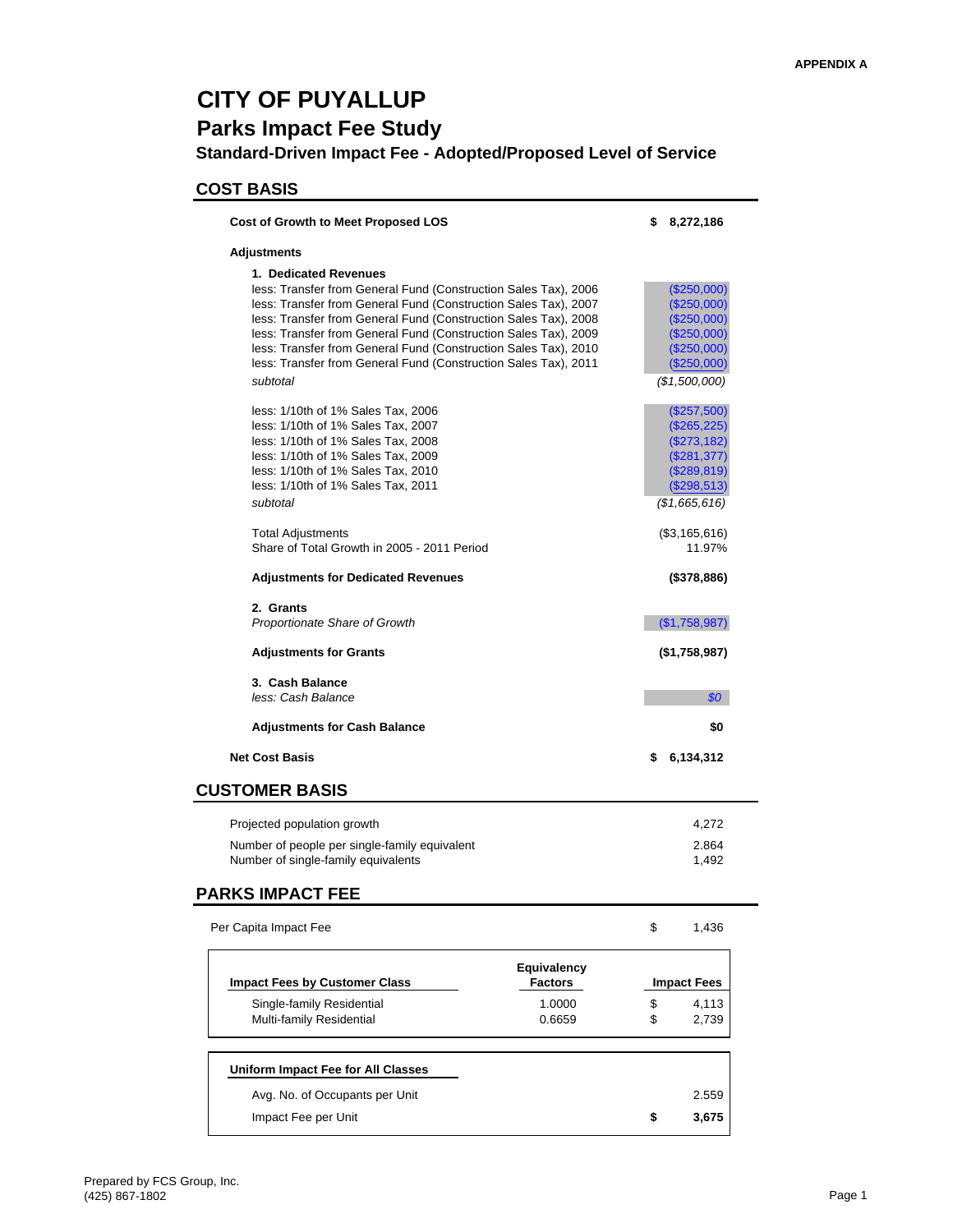APPENDIX A

# CITY OF PUYALLUP

## Parks Impact Fee Study

### Standard-Driven Impact Fee - Adopted/Proposed Level of Service

## COST BASIS

| | |
|---|---|
| **Cost of Growth to Meet Proposed LOS** | **$ 8,272,186** |
| **Adjustments** | |
| **1. Dedicated Revenues** | |
| less: Transfer from General Fund (Construction Sales Tax), 2006 | ($250,000) |
| less: Transfer from General Fund (Construction Sales Tax), 2007 | ($250,000) |
| less: Transfer from General Fund (Construction Sales Tax), 2008 | ($250,000) |
| less: Transfer from General Fund (Construction Sales Tax), 2009 | ($250,000) |
| less: Transfer from General Fund (Construction Sales Tax), 2010 | ($250,000) |
| less: Transfer from General Fund (Construction Sales Tax), 2011 | ($250,000) |
| *subtotal* | *($1,500,000)* |
| less: 1/10th of 1% Sales Tax, 2006 | ($257,500) |
| less: 1/10th of 1% Sales Tax, 2007 | ($265,225) |
| less: 1/10th of 1% Sales Tax, 2008 | ($273,182) |
| less: 1/10th of 1% Sales Tax, 2009 | ($281,377) |
| less: 1/10th of 1% Sales Tax, 2010 | ($289,819) |
| less: 1/10th of 1% Sales Tax, 2011 | ($298,513) |
| *subtotal* | *($1,665,616)* |
| Total Adjustments | ($3,165,616) |
| Share of Total Growth in 2005 - 2011 Period | 11.97% |
| **Adjustments for Dedicated Revenues** | **($378,886)** |
| **2. Grants** | |
| *Proportionate Share of Growth* | ($1,758,987) |
| **Adjustments for Grants** | **($1,758,987)** |
| **3. Cash Balance** | |
| *less: Cash Balance* | *$0* |
| **Adjustments for Cash Balance** | **$0** |
| **Net Cost Basis** | **$ 6,134,312** |

## CUSTOMER BASIS

| | |
|---|---|
| Projected population growth | 4,272 |
| Number of people per single-family equivalent | 2.864 |
| Number of single-family equivalents | 1,492 |

## PARKS IMPACT FEE

Per Capita Impact Fee $ 1,436

| Impact Fees by Customer Class | Equivalency Factors | Impact Fees |
|---|---|---|
| Single-family Residential | 1.0000 | $ 4,113 |
| Multi-family Residential | 0.6659 | $ 2,739 |

| Uniform Impact Fee for All Classes | |
|---|---|
| Avg. No. of Occupants per Unit | 2.559 |
| Impact Fee per Unit | **$ 3,675** |

Prepared by FCS Group, Inc.
(425) 867-1802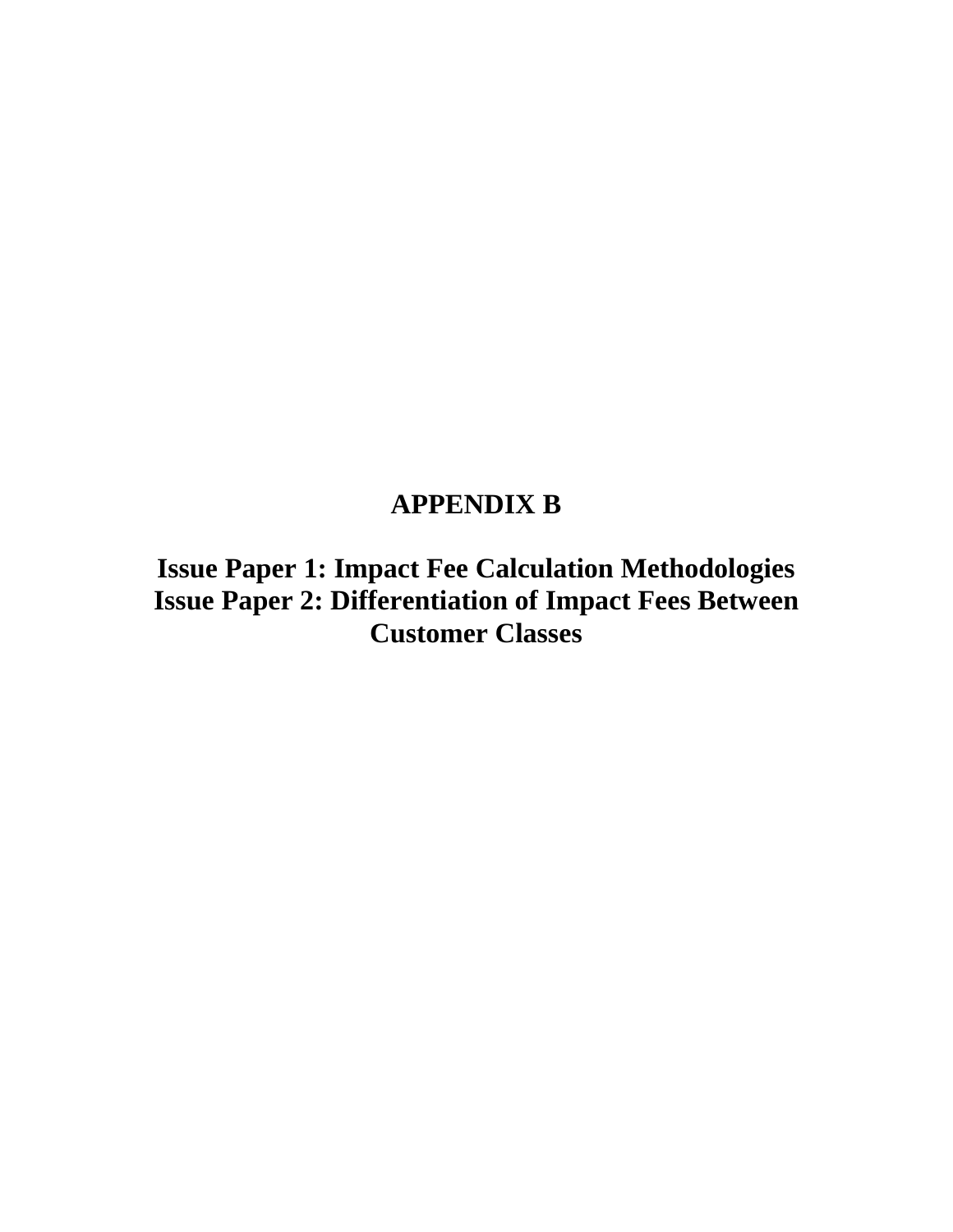# APPENDIX B

## Issue Paper 1: Impact Fee Calculation Methodologies
## Issue Paper 2: Differentiation of Impact Fees Between Customer Classes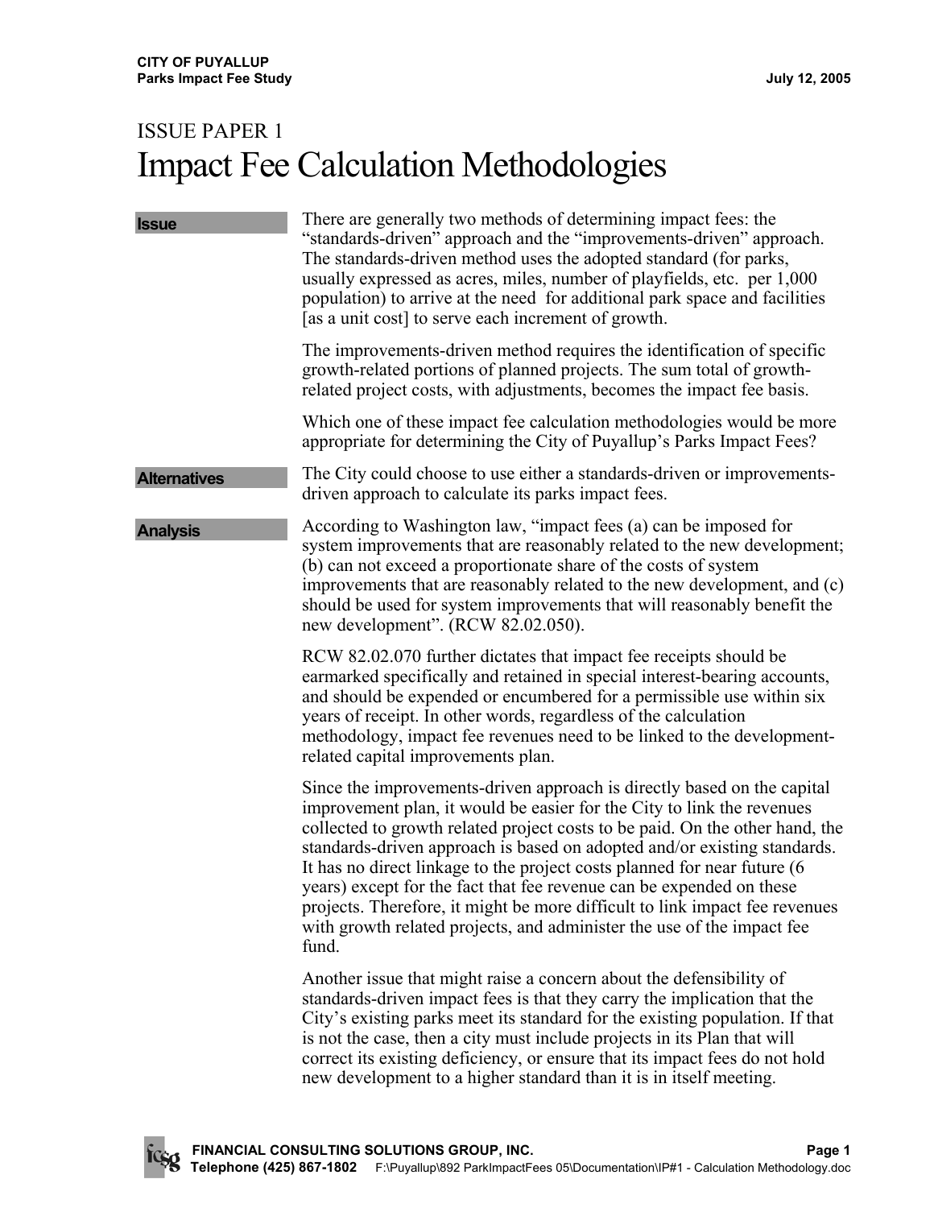# ISSUE PAPER 1
# Impact Fee Calculation Methodologies

**Issue**

There are generally two methods of determining impact fees: the "standards-driven" approach and the "improvements-driven" approach. The standards-driven method uses the adopted standard (for parks, usually expressed as acres, miles, number of playfields, etc. per 1,000 population) to arrive at the need for additional park space and facilities [as a unit cost] to serve each increment of growth.

The improvements-driven method requires the identification of specific growth-related portions of planned projects. The sum total of growth-related project costs, with adjustments, becomes the impact fee basis.

Which one of these impact fee calculation methodologies would be more appropriate for determining the City of Puyallup's Parks Impact Fees?

**Alternatives**

The City could choose to use either a standards-driven or improvements-driven approach to calculate its parks impact fees.

**Analysis**

According to Washington law, "impact fees (a) can be imposed for system improvements that are reasonably related to the new development; (b) can not exceed a proportionate share of the costs of system improvements that are reasonably related to the new development, and (c) should be used for system improvements that will reasonably benefit the new development". (RCW 82.02.050).

RCW 82.02.070 further dictates that impact fee receipts should be earmarked specifically and retained in special interest-bearing accounts, and should be expended or encumbered for a permissible use within six years of receipt. In other words, regardless of the calculation methodology, impact fee revenues need to be linked to the development-related capital improvements plan.

Since the improvements-driven approach is directly based on the capital improvement plan, it would be easier for the City to link the revenues collected to growth related project costs to be paid. On the other hand, the standards-driven approach is based on adopted and/or existing standards. It has no direct linkage to the project costs planned for near future (6 years) except for the fact that fee revenue can be expended on these projects. Therefore, it might be more difficult to link impact fee revenues with growth related projects, and administer the use of the impact fee fund.

Another issue that might raise a concern about the defensibility of standards-driven impact fees is that they carry the implication that the City's existing parks meet its standard for the existing population. If that is not the case, then a city must include projects in its Plan that will correct its existing deficiency, or ensure that its impact fees do not hold new development to a higher standard than it is in itself meeting.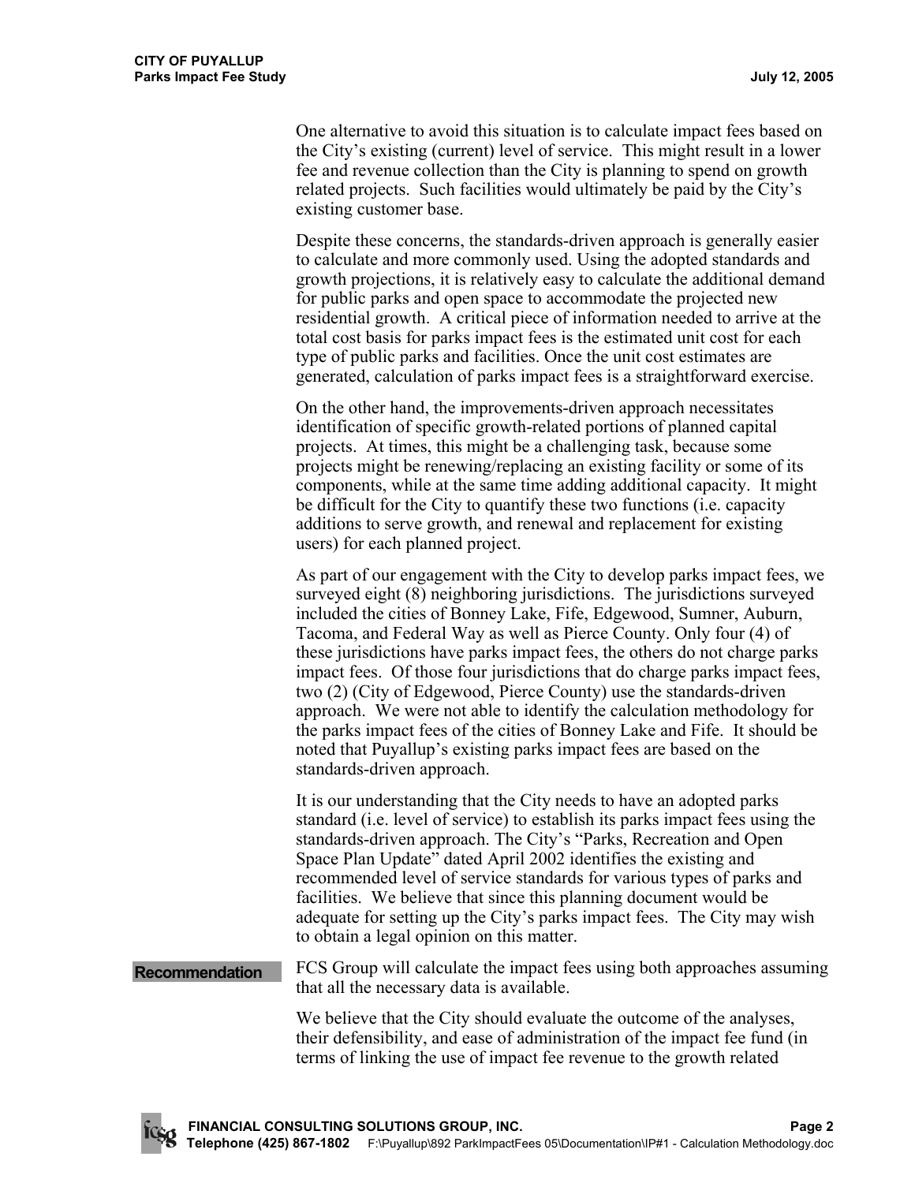One alternative to avoid this situation is to calculate impact fees based on the City's existing (current) level of service. This might result in a lower fee and revenue collection than the City is planning to spend on growth related projects. Such facilities would ultimately be paid by the City's existing customer base.

Despite these concerns, the standards-driven approach is generally easier to calculate and more commonly used. Using the adopted standards and growth projections, it is relatively easy to calculate the additional demand for public parks and open space to accommodate the projected new residential growth. A critical piece of information needed to arrive at the total cost basis for parks impact fees is the estimated unit cost for each type of public parks and facilities. Once the unit cost estimates are generated, calculation of parks impact fees is a straightforward exercise.

On the other hand, the improvements-driven approach necessitates identification of specific growth-related portions of planned capital projects. At times, this might be a challenging task, because some projects might be renewing/replacing an existing facility or some of its components, while at the same time adding additional capacity. It might be difficult for the City to quantify these two functions (i.e. capacity additions to serve growth, and renewal and replacement for existing users) for each planned project.

As part of our engagement with the City to develop parks impact fees, we surveyed eight (8) neighboring jurisdictions. The jurisdictions surveyed included the cities of Bonney Lake, Fife, Edgewood, Sumner, Auburn, Tacoma, and Federal Way as well as Pierce County. Only four (4) of these jurisdictions have parks impact fees, the others do not charge parks impact fees. Of those four jurisdictions that do charge parks impact fees, two (2) (City of Edgewood, Pierce County) use the standards-driven approach. We were not able to identify the calculation methodology for the parks impact fees of the cities of Bonney Lake and Fife. It should be noted that Puyallup's existing parks impact fees are based on the standards-driven approach.

It is our understanding that the City needs to have an adopted parks standard (i.e. level of service) to establish its parks impact fees using the standards-driven approach. The City's "Parks, Recreation and Open Space Plan Update" dated April 2002 identifies the existing and recommended level of service standards for various types of parks and facilities. We believe that since this planning document would be adequate for setting up the City's parks impact fees. The City may wish to obtain a legal opinion on this matter.

**Recommendation**

FCS Group will calculate the impact fees using both approaches assuming that all the necessary data is available.

We believe that the City should evaluate the outcome of the analyses, their defensibility, and ease of administration of the impact fee fund (in terms of linking the use of impact fee revenue to the growth related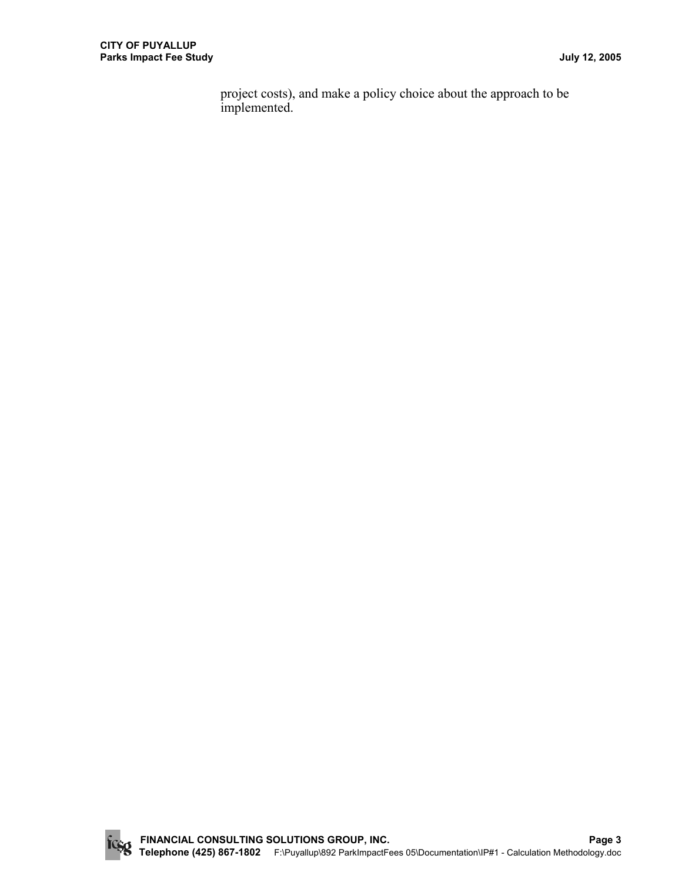project costs), and make a policy choice about the approach to be implemented.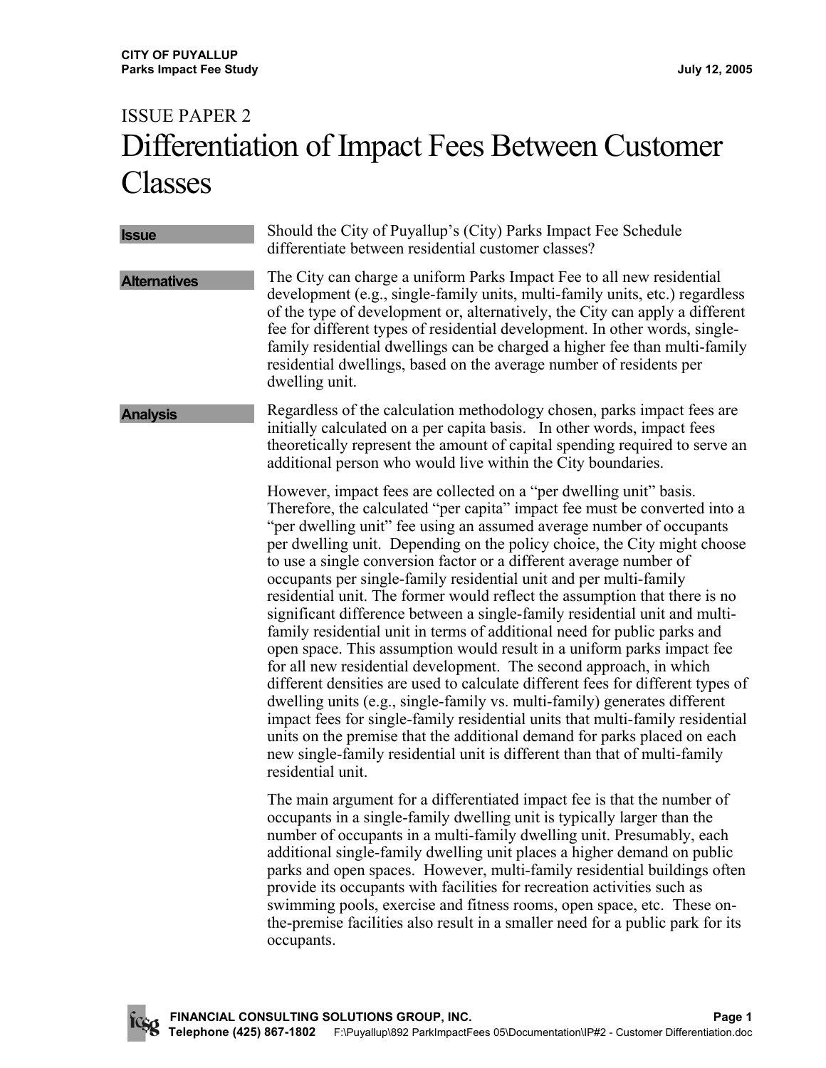# ISSUE PAPER 2

# Differentiation of Impact Fees Between Customer Classes

**Issue**

Should the City of Puyallup's (City) Parks Impact Fee Schedule differentiate between residential customer classes?

**Alternatives**

The City can charge a uniform Parks Impact Fee to all new residential development (e.g., single-family units, multi-family units, etc.) regardless of the type of development or, alternatively, the City can apply a different fee for different types of residential development. In other words, single-family residential dwellings can be charged a higher fee than multi-family residential dwellings, based on the average number of residents per dwelling unit.

**Analysis**

Regardless of the calculation methodology chosen, parks impact fees are initially calculated on a per capita basis. In other words, impact fees theoretically represent the amount of capital spending required to serve an additional person who would live within the City boundaries.

However, impact fees are collected on a "per dwelling unit" basis. Therefore, the calculated "per capita" impact fee must be converted into a "per dwelling unit" fee using an assumed average number of occupants per dwelling unit. Depending on the policy choice, the City might choose to use a single conversion factor or a different average number of occupants per single-family residential unit and per multi-family residential unit. The former would reflect the assumption that there is no significant difference between a single-family residential unit and multi-family residential unit in terms of additional need for public parks and open space. This assumption would result in a uniform parks impact fee for all new residential development. The second approach, in which different densities are used to calculate different fees for different types of dwelling units (e.g., single-family vs. multi-family) generates different impact fees for single-family residential units that multi-family residential units on the premise that the additional demand for parks placed on each new single-family residential unit is different than that of multi-family residential unit.

The main argument for a differentiated impact fee is that the number of occupants in a single-family dwelling unit is typically larger than the number of occupants in a multi-family dwelling unit. Presumably, each additional single-family dwelling unit places a higher demand on public parks and open spaces. However, multi-family residential buildings often provide its occupants with facilities for recreation activities such as swimming pools, exercise and fitness rooms, open space, etc. These on-the-premise facilities also result in a smaller need for a public park for its occupants.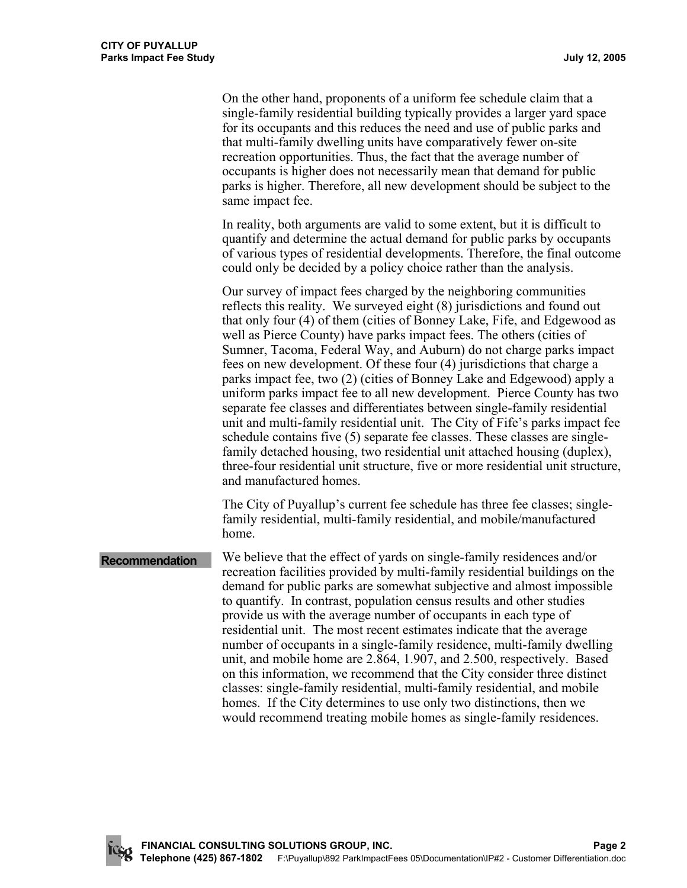On the other hand, proponents of a uniform fee schedule claim that a single-family residential building typically provides a larger yard space for its occupants and this reduces the need and use of public parks and that multi-family dwelling units have comparatively fewer on-site recreation opportunities. Thus, the fact that the average number of occupants is higher does not necessarily mean that demand for public parks is higher. Therefore, all new development should be subject to the same impact fee.

In reality, both arguments are valid to some extent, but it is difficult to quantify and determine the actual demand for public parks by occupants of various types of residential developments. Therefore, the final outcome could only be decided by a policy choice rather than the analysis.

Our survey of impact fees charged by the neighboring communities reflects this reality. We surveyed eight (8) jurisdictions and found out that only four (4) of them (cities of Bonney Lake, Fife, and Edgewood as well as Pierce County) have parks impact fees. The others (cities of Sumner, Tacoma, Federal Way, and Auburn) do not charge parks impact fees on new development. Of these four (4) jurisdictions that charge a parks impact fee, two (2) (cities of Bonney Lake and Edgewood) apply a uniform parks impact fee to all new development. Pierce County has two separate fee classes and differentiates between single-family residential unit and multi-family residential unit. The City of Fife's parks impact fee schedule contains five (5) separate fee classes. These classes are single-family detached housing, two residential unit attached housing (duplex), three-four residential unit structure, five or more residential unit structure, and manufactured homes.

The City of Puyallup's current fee schedule has three fee classes; single-family residential, multi-family residential, and mobile/manufactured home.

**Recommendation**

We believe that the effect of yards on single-family residences and/or recreation facilities provided by multi-family residential buildings on the demand for public parks are somewhat subjective and almost impossible to quantify. In contrast, population census results and other studies provide us with the average number of occupants in each type of residential unit. The most recent estimates indicate that the average number of occupants in a single-family residence, multi-family dwelling unit, and mobile home are 2.864, 1.907, and 2.500, respectively. Based on this information, we recommend that the City consider three distinct classes: single-family residential, multi-family residential, and mobile homes. If the City determines to use only two distinctions, then we would recommend treating mobile homes as single-family residences.